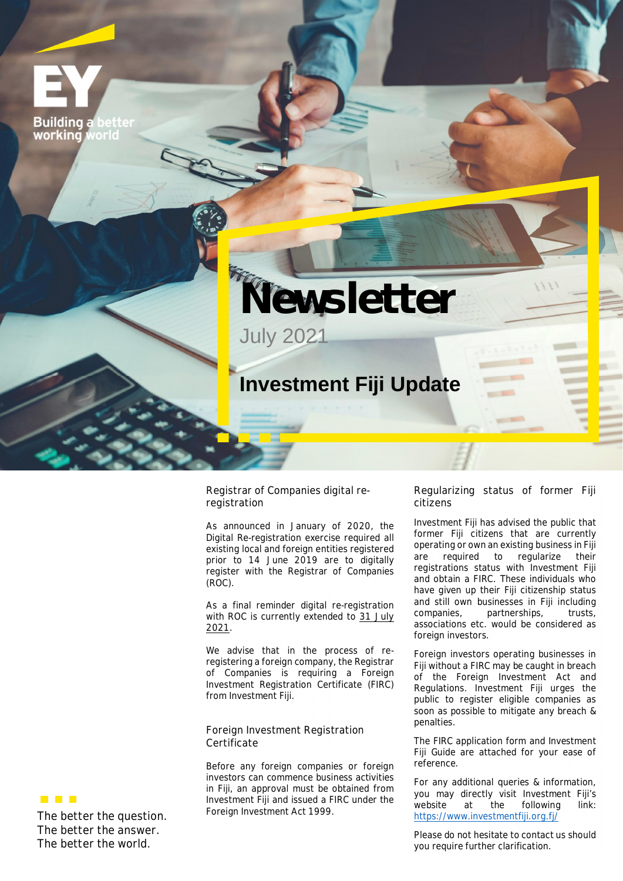EY

Building a better working world

# Newsletter

July 2021

## Investment Fiji Update

### Registrar of Companies digital re-registration

As announced in January of 2020, the Digital Re-registration exercise required all existing local and foreign entities registered prior to 14 June 2019 are to digitally register with the Registrar of Companies (ROC).

As a final reminder digital re-registration with ROC is currently extended to 31 July 2021.

We advise that in the process of re-registering a foreign company, the Registrar of Companies is requiring a Foreign Investment Registration Certificate (FIRC) from Investment Fiji.

### Foreign Investment Registration Certificate

Before any foreign companies or foreign investors can commence business activities in Fiji, an approval must be obtained from Investment Fiji and issued a FIRC under the Foreign Investment Act 1999.

### Regularizing status of former Fiji citizens

Investment Fiji has advised the public that former Fiji citizens that are currently operating or own an existing business in Fiji are required to regularize their registrations status with Investment Fiji and obtain a FIRC. These individuals who have given up their Fiji citizenship status and still own businesses in Fiji including companies, partnerships, trusts, associations etc. would be considered as foreign investors.

Foreign investors operating businesses in Fiji without a FIRC may be caught in breach of the Foreign Investment Act and Regulations. Investment Fiji urges the public to register eligible companies as soon as possible to mitigate any breach & penalties.

The FIRC application form and Investment Fiji Guide are attached for your ease of reference.

For any additional queries & information, you may directly visit Investment Fiji's website at the following link: https://www.investmentfiji.org.fj/

Please do not hesitate to contact us should you require further clarification.

The better the question.
The better the answer.
The better the world.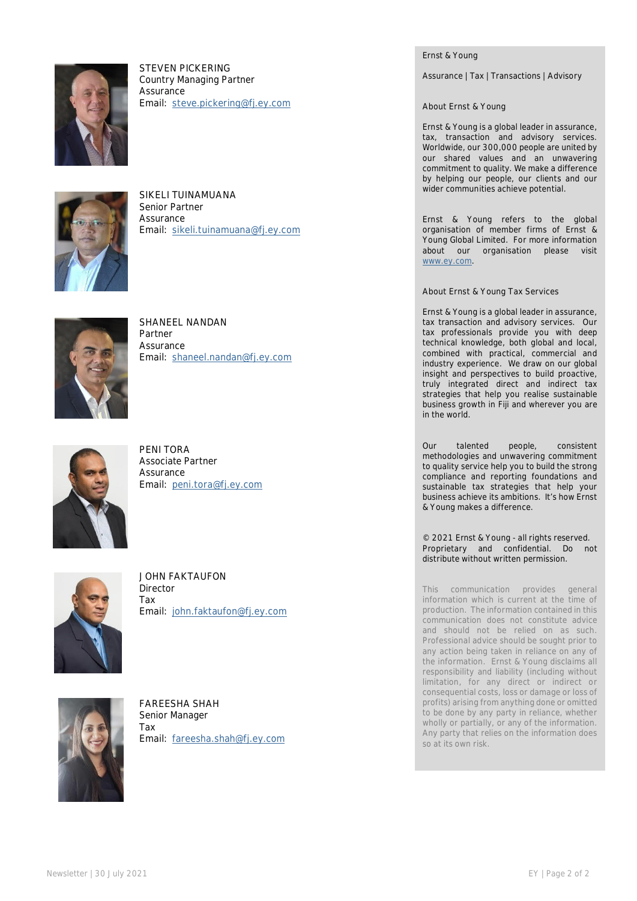STEVEN PICKERING
Country Managing Partner
Assurance
Email: steve.pickering@fj.ey.com

SIKELI TUINAMUANA
Senior Partner
Assurance
Email: sikeli.tuinamuana@fj.ey.com

SHANEEL NANDAN
Partner
Assurance
Email: shaneel.nandan@fj.ey.com

PENI TORA
Associate Partner
Assurance
Email: peni.tora@fj.ey.com

JOHN FAKTAUFON
Director
Tax
Email: john.faktaufon@fj.ey.com

FAREESHA SHAH
Senior Manager
Tax
Email: fareesha.shah@fj.ey.com

Ernst & Young

Assurance | Tax | Transactions | Advisory

## About Ernst & Young

Ernst & Young is a global leader in assurance, tax, transaction and advisory services. Worldwide, our 300,000 people are united by our shared values and an unwavering commitment to quality. We make a difference by helping our people, our clients and our wider communities achieve potential.

Ernst & Young refers to the global organisation of member firms of Ernst & Young Global Limited. For more information about our organisation please visit www.ey.com.

## About Ernst & Young Tax Services

Ernst & Young is a global leader in assurance, tax transaction and advisory services. Our tax professionals provide you with deep technical knowledge, both global and local, combined with practical, commercial and industry experience. We draw on our global insight and perspectives to build proactive, truly integrated direct and indirect tax strategies that help you realise sustainable business growth in Fiji and wherever you are in the world.

Our talented people, consistent methodologies and unwavering commitment to quality service help you to build the strong compliance and reporting foundations and sustainable tax strategies that help your business achieve its ambitions. It's how Ernst & Young makes a difference.

© 2021 Ernst & Young - all rights reserved. Proprietary and confidential. Do not distribute without written permission.

This communication provides general information which is current at the time of production. The information contained in this communication does not constitute advice and should not be relied on as such. Professional advice should be sought prior to any action being taken in reliance on any of the information. Ernst & Young disclaims all responsibility and liability (including without limitation, for any direct or indirect or consequential costs, loss or damage or loss of profits) arising from anything done or omitted to be done by any party in reliance, whether wholly or partially, or any of the information. Any party that relies on the information does so at its own risk.